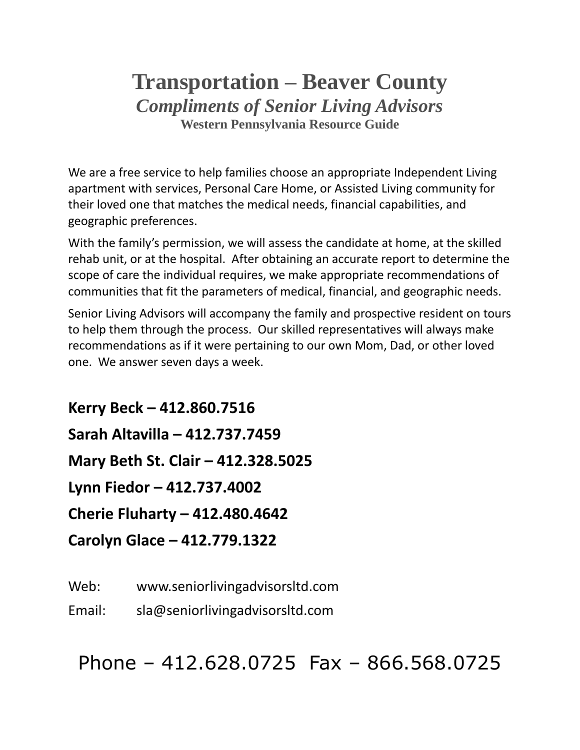# Transportation – Beaver County

## *Compliments of Senior Living Advisors*

### Western Pennsylvania Resource Guide

We are a free service to help families choose an appropriate Independent Living apartment with services, Personal Care Home, or Assisted Living community for their loved one that matches the medical needs, financial capabilities, and geographic preferences.

With the family's permission, we will assess the candidate at home, at the skilled rehab unit, or at the hospital. After obtaining an accurate report to determine the scope of care the individual requires, we make appropriate recommendations of communities that fit the parameters of medical, financial, and geographic needs.

Senior Living Advisors will accompany the family and prospective resident on tours to help them through the process. Our skilled representatives will always make recommendations as if it were pertaining to our own Mom, Dad, or other loved one. We answer seven days a week.

**Kerry Beck – 412.860.7516**

**Sarah Altavilla – 412.737.7459**

**Mary Beth St. Clair – 412.328.5025**

**Lynn Fiedor – 412.737.4002**

**Cherie Fluharty – 412.480.4642**

**Carolyn Glace – 412.779.1322**

Web: www.seniorlivingadvisorsltd.com

Email: sla@seniorlivingadvisorsltd.com

Phone – 412.628.0725 Fax – 866.568.0725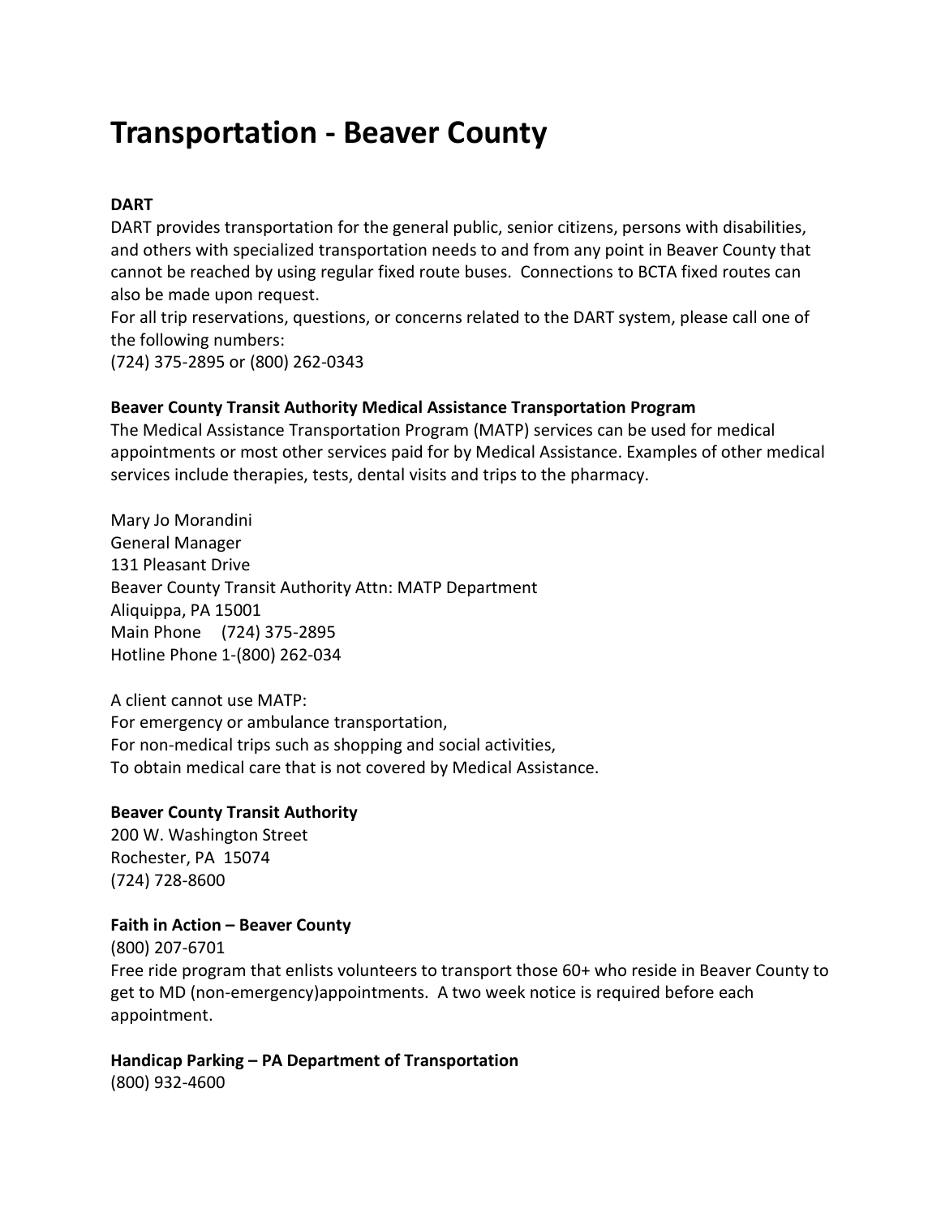# Transportation - Beaver County

**DART**
DART provides transportation for the general public, senior citizens, persons with disabilities, and others with specialized transportation needs to and from any point in Beaver County that cannot be reached by using regular fixed route buses. Connections to BCTA fixed routes can also be made upon request.
For all trip reservations, questions, or concerns related to the DART system, please call one of the following numbers:
(724) 375-2895 or (800) 262-0343

**Beaver County Transit Authority Medical Assistance Transportation Program**
The Medical Assistance Transportation Program (MATP) services can be used for medical appointments or most other services paid for by Medical Assistance. Examples of other medical services include therapies, tests, dental visits and trips to the pharmacy.

Mary Jo Morandini
General Manager
131 Pleasant Drive
Beaver County Transit Authority Attn: MATP Department
Aliquippa, PA 15001
Main Phone (724) 375-2895
Hotline Phone 1-(800) 262-034

A client cannot use MATP:
For emergency or ambulance transportation,
For non-medical trips such as shopping and social activities,
To obtain medical care that is not covered by Medical Assistance.

**Beaver County Transit Authority**
200 W. Washington Street
Rochester, PA 15074
(724) 728-8600

**Faith in Action – Beaver County**
(800) 207-6701
Free ride program that enlists volunteers to transport those 60+ who reside in Beaver County to get to MD (non-emergency)appointments. A two week notice is required before each appointment.

**Handicap Parking – PA Department of Transportation**
(800) 932-4600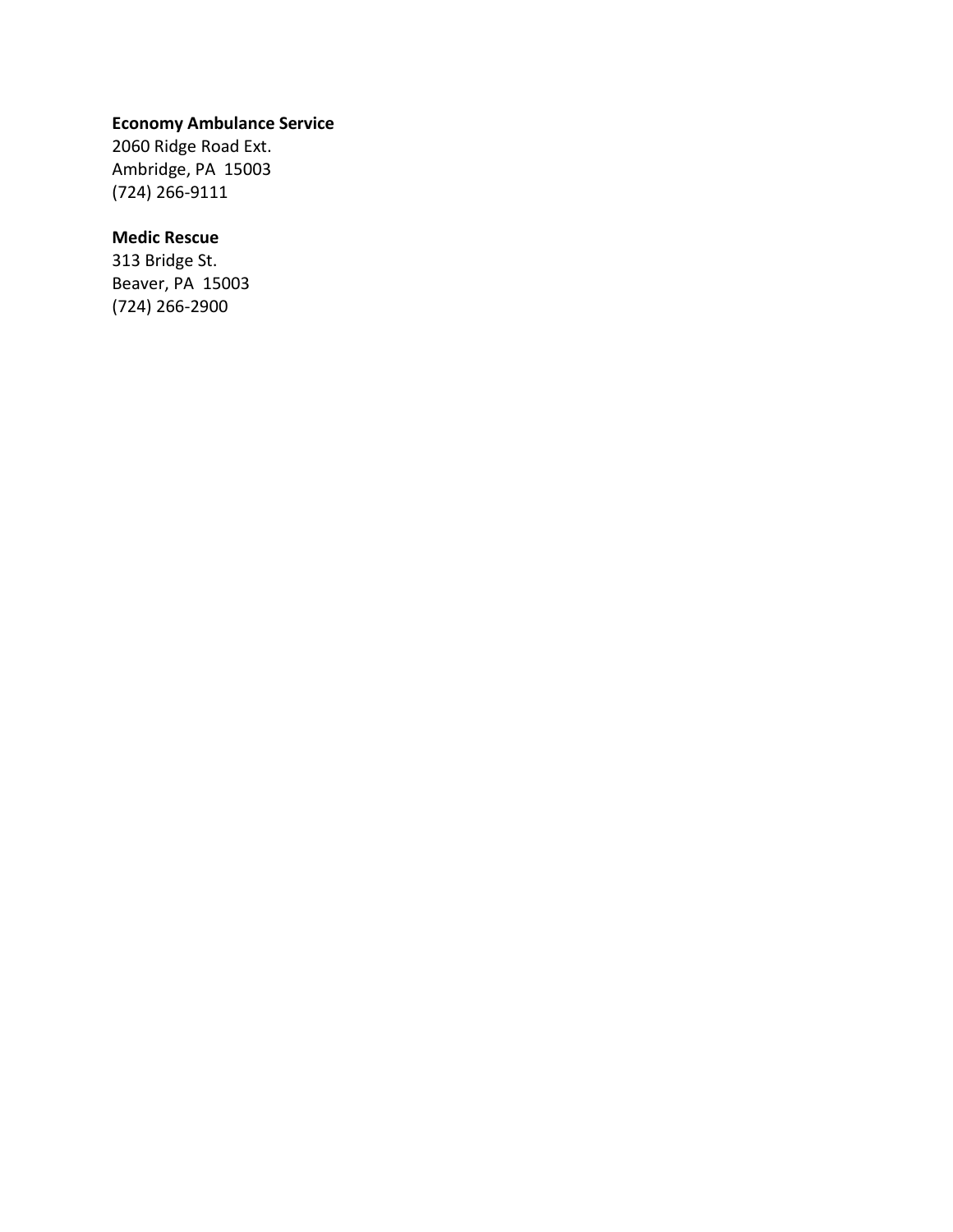**Economy Ambulance Service**
2060 Ridge Road Ext.
Ambridge, PA  15003
(724) 266-9111

**Medic Rescue**
313 Bridge St.
Beaver, PA  15003
(724) 266-2900